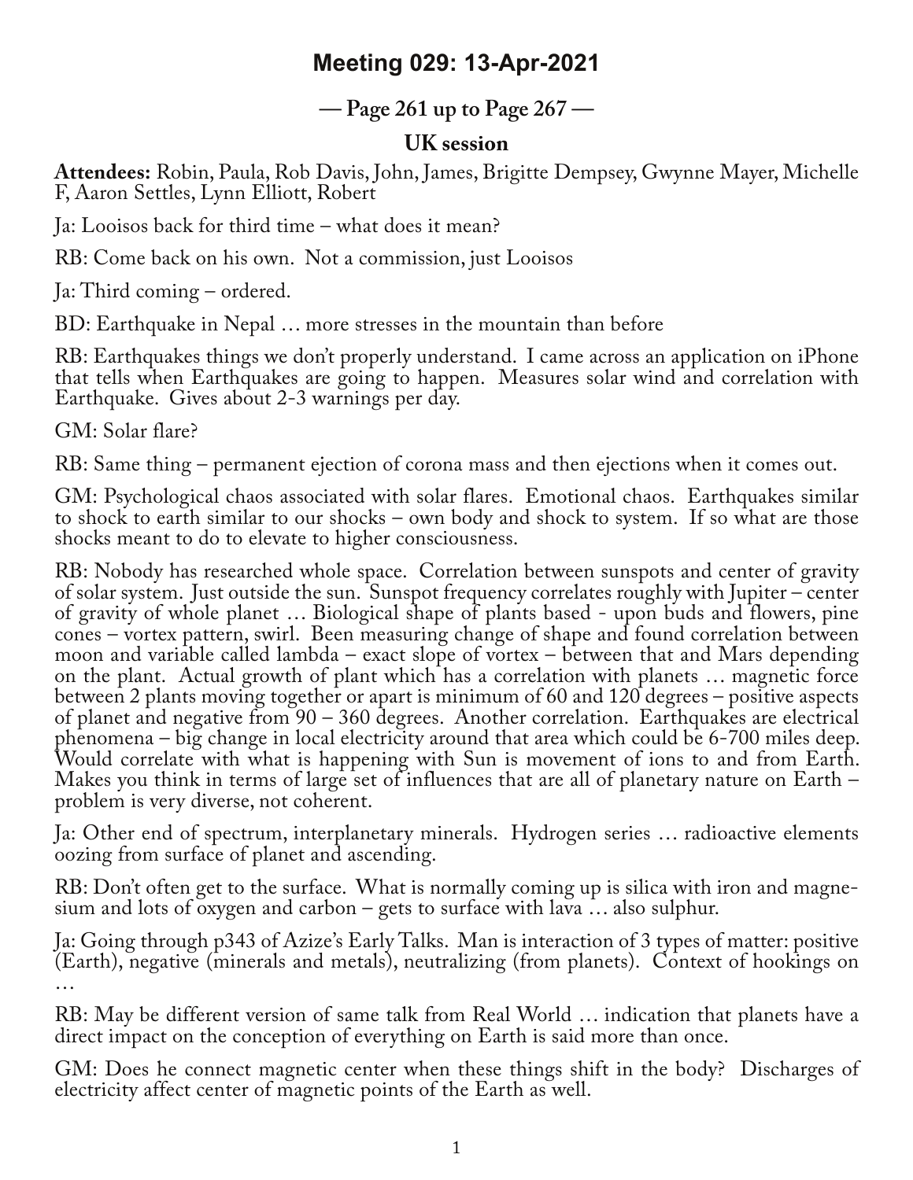# Meeting 029: 13-Apr-2021

## — Page 261 up to Page 267 —

### UK session

**Attendees:** Robin, Paula, Rob Davis, John, James, Brigitte Dempsey, Gwynne Mayer, Michelle F, Aaron Settles, Lynn Elliott, Robert

Ja: Looisos back for third time – what does it mean?

RB: Come back on his own. Not a commission, just Looisos

Ja: Third coming – ordered.

BD: Earthquake in Nepal … more stresses in the mountain than before

RB: Earthquakes things we don't properly understand. I came across an application on iPhone that tells when Earthquakes are going to happen. Measures solar wind and correlation with Earthquake. Gives about 2-3 warnings per day.

GM: Solar flare?

RB: Same thing – permanent ejection of corona mass and then ejections when it comes out.

GM: Psychological chaos associated with solar flares. Emotional chaos. Earthquakes similar to shock to earth similar to our shocks – own body and shock to system. If so what are those shocks meant to do to elevate to higher consciousness.

RB: Nobody has researched whole space. Correlation between sunspots and center of gravity of solar system. Just outside the sun. Sunspot frequency correlates roughly with Jupiter – center of gravity of whole planet … Biological shape of plants based - upon buds and flowers, pine cones – vortex pattern, swirl. Been measuring change of shape and found correlation between moon and variable called lambda – exact slope of vortex – between that and Mars depending on the plant. Actual growth of plant which has a correlation with planets … magnetic force between 2 plants moving together or apart is minimum of 60 and 120 degrees – positive aspects of planet and negative from 90 – 360 degrees. Another correlation. Earthquakes are electrical phenomena – big change in local electricity around that area which could be 6-700 miles deep. Would correlate with what is happening with Sun is movement of ions to and from Earth. Makes you think in terms of large set of influences that are all of planetary nature on Earth – problem is very diverse, not coherent.

Ja: Other end of spectrum, interplanetary minerals. Hydrogen series … radioactive elements oozing from surface of planet and ascending.

RB: Don't often get to the surface. What is normally coming up is silica with iron and magnesium and lots of oxygen and carbon – gets to surface with lava … also sulphur.

Ja: Going through p343 of Azize's Early Talks. Man is interaction of 3 types of matter: positive (Earth), negative (minerals and metals), neutralizing (from planets). Context of hookings on …

RB: May be different version of same talk from Real World … indication that planets have a direct impact on the conception of everything on Earth is said more than once.

GM: Does he connect magnetic center when these things shift in the body? Discharges of electricity affect center of magnetic points of the Earth as well.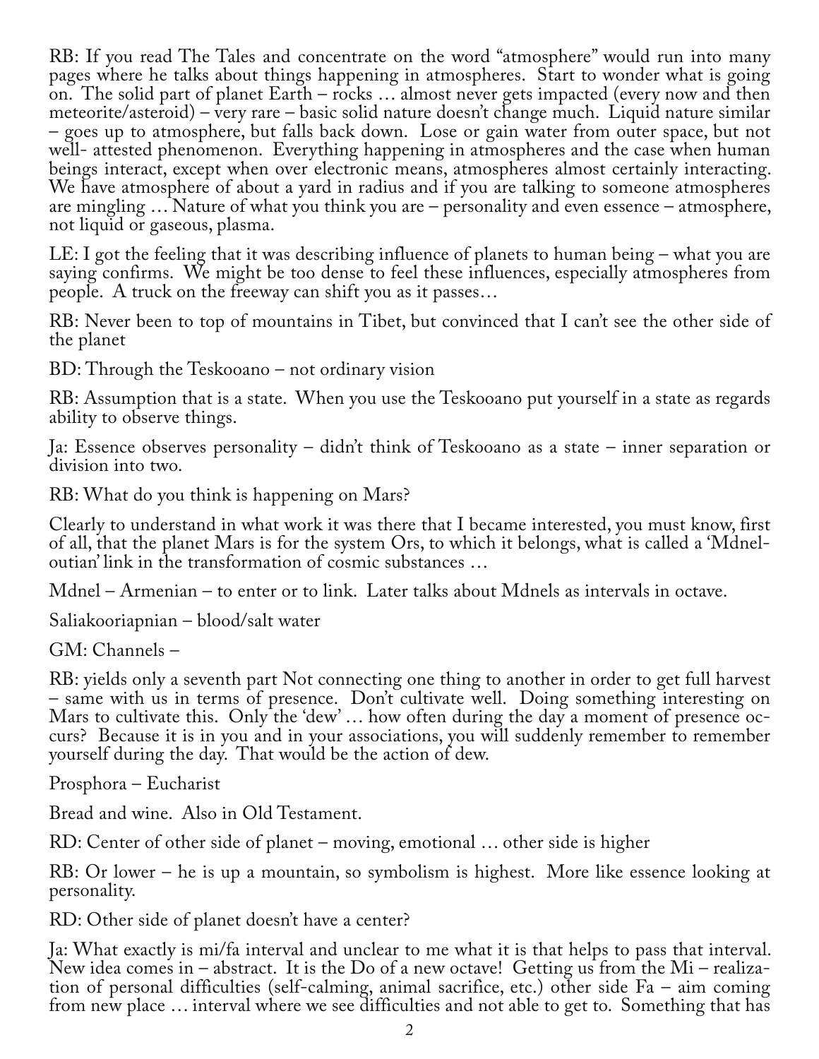RB: If you read The Tales and concentrate on the word "atmosphere" would run into many pages where he talks about things happening in atmospheres. Start to wonder what is going on. The solid part of planet Earth – rocks … almost never gets impacted (every now and then meteorite/asteroid) – very rare – basic solid nature doesn't change much. Liquid nature similar – goes up to atmosphere, but falls back down. Lose or gain water from outer space, but not well- attested phenomenon. Everything happening in atmospheres and the case when human beings interact, except when over electronic means, atmospheres almost certainly interacting. We have atmosphere of about a yard in radius and if you are talking to someone atmospheres are mingling … Nature of what you think you are – personality and even essence – atmosphere, not liquid or gaseous, plasma.

LE: I got the feeling that it was describing influence of planets to human being – what you are saying confirms. We might be too dense to feel these influences, especially atmospheres from people. A truck on the freeway can shift you as it passes…

RB: Never been to top of mountains in Tibet, but convinced that I can't see the other side of the planet

BD: Through the Teskooano – not ordinary vision

RB: Assumption that is a state. When you use the Teskooano put yourself in a state as regards ability to observe things.

Ja: Essence observes personality – didn't think of Teskooano as a state – inner separation or division into two.

RB: What do you think is happening on Mars?

Clearly to understand in what work it was there that I became interested, you must know, first of all, that the planet Mars is for the system Ors, to which it belongs, what is called a 'Mdnel-outian' link in the transformation of cosmic substances …

Mdnel – Armenian – to enter or to link. Later talks about Mdnels as intervals in octave.

Saliakooriapnian – blood/salt water

GM: Channels –

RB: yields only a seventh part Not connecting one thing to another in order to get full harvest – same with us in terms of presence. Don't cultivate well. Doing something interesting on Mars to cultivate this. Only the 'dew' … how often during the day a moment of presence occurs? Because it is in you and in your associations, you will suddenly remember to remember yourself during the day. That would be the action of dew.

Prosphora – Eucharist

Bread and wine. Also in Old Testament.

RD: Center of other side of planet – moving, emotional … other side is higher

RB: Or lower – he is up a mountain, so symbolism is highest. More like essence looking at personality.

RD: Other side of planet doesn't have a center?

Ja: What exactly is mi/fa interval and unclear to me what it is that helps to pass that interval. New idea comes in – abstract. It is the Do of a new octave! Getting us from the Mi – realization of personal difficulties (self-calming, animal sacrifice, etc.) other side Fa – aim coming from new place … interval where we see difficulties and not able to get to. Something that has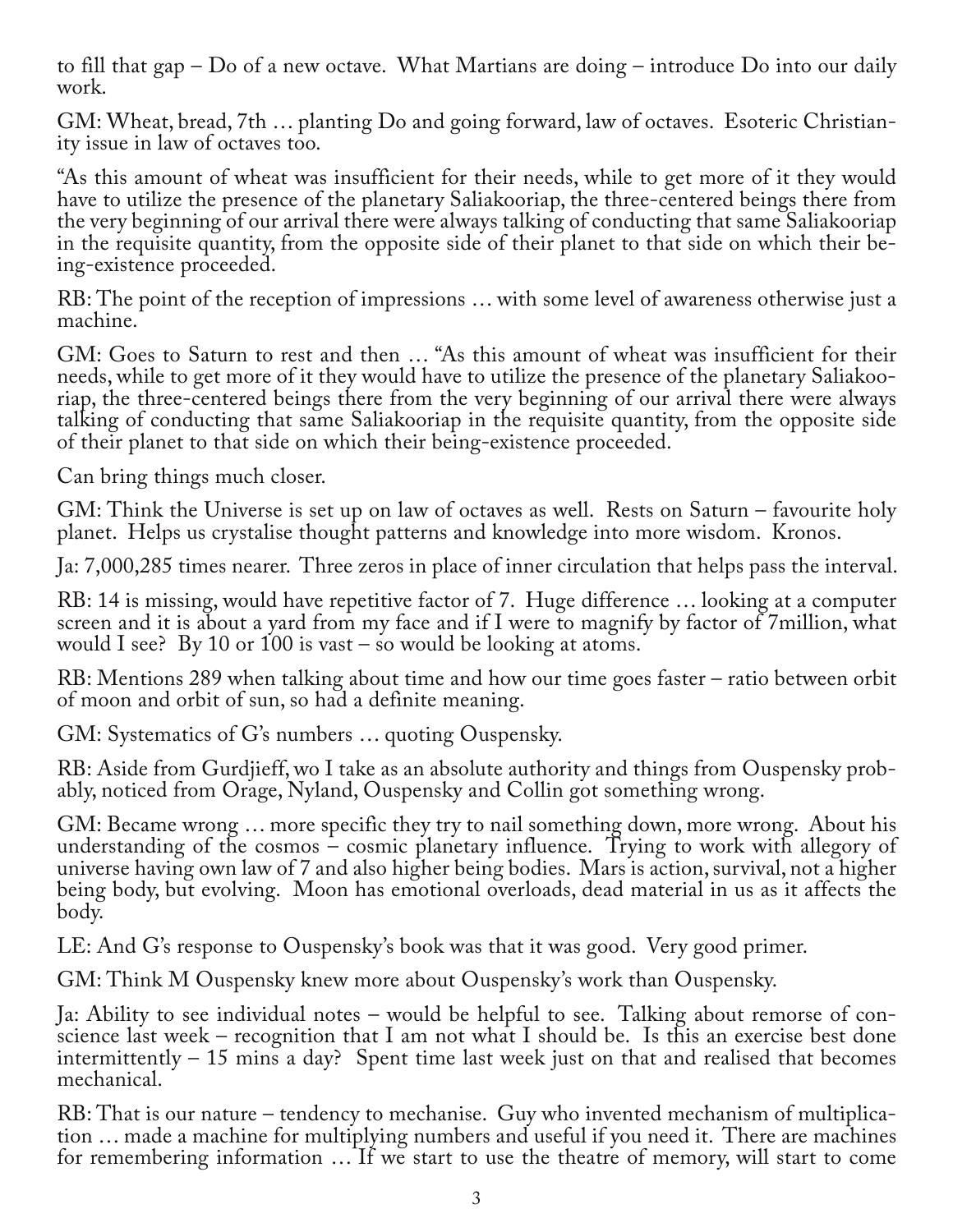to fill that gap – Do of a new octave. What Martians are doing – introduce Do into our daily work.

GM: Wheat, bread, 7th … planting Do and going forward, law of octaves. Esoteric Christianity issue in law of octaves too.

"As this amount of wheat was insufficient for their needs, while to get more of it they would have to utilize the presence of the planetary Saliakooriap, the three-centered beings there from the very beginning of our arrival there were always talking of conducting that same Saliakooriap in the requisite quantity, from the opposite side of their planet to that side on which their being-existence proceeded.

RB: The point of the reception of impressions … with some level of awareness otherwise just a machine.

GM: Goes to Saturn to rest and then … "As this amount of wheat was insufficient for their needs, while to get more of it they would have to utilize the presence of the planetary Saliakooriap, the three-centered beings there from the very beginning of our arrival there were always talking of conducting that same Saliakooriap in the requisite quantity, from the opposite side of their planet to that side on which their being-existence proceeded.

Can bring things much closer.

GM: Think the Universe is set up on law of octaves as well. Rests on Saturn – favourite holy planet. Helps us crystalise thought patterns and knowledge into more wisdom. Kronos.

Ja: 7,000,285 times nearer. Three zeros in place of inner circulation that helps pass the interval.

RB: 14 is missing, would have repetitive factor of 7. Huge difference … looking at a computer screen and it is about a yard from my face and if I were to magnify by factor of 7million, what would I see? By 10 or 100 is vast – so would be looking at atoms.

RB: Mentions 289 when talking about time and how our time goes faster – ratio between orbit of moon and orbit of sun, so had a definite meaning.

GM: Systematics of G's numbers … quoting Ouspensky.

RB: Aside from Gurdjieff, wo I take as an absolute authority and things from Ouspensky probably, noticed from Orage, Nyland, Ouspensky and Collin got something wrong.

GM: Became wrong … more specific they try to nail something down, more wrong. About his understanding of the cosmos – cosmic planetary influence. Trying to work with allegory of universe having own law of 7 and also higher being bodies. Mars is action, survival, not a higher being body, but evolving. Moon has emotional overloads, dead material in us as it affects the body.

LE: And G's response to Ouspensky's book was that it was good. Very good primer.

GM: Think M Ouspensky knew more about Ouspensky's work than Ouspensky.

Ja: Ability to see individual notes – would be helpful to see. Talking about remorse of conscience last week – recognition that I am not what I should be. Is this an exercise best done intermittently – 15 mins a day? Spent time last week just on that and realised that becomes mechanical.

RB: That is our nature – tendency to mechanise. Guy who invented mechanism of multiplication … made a machine for multiplying numbers and useful if you need it. There are machines for remembering information … If we start to use the theatre of memory, will start to come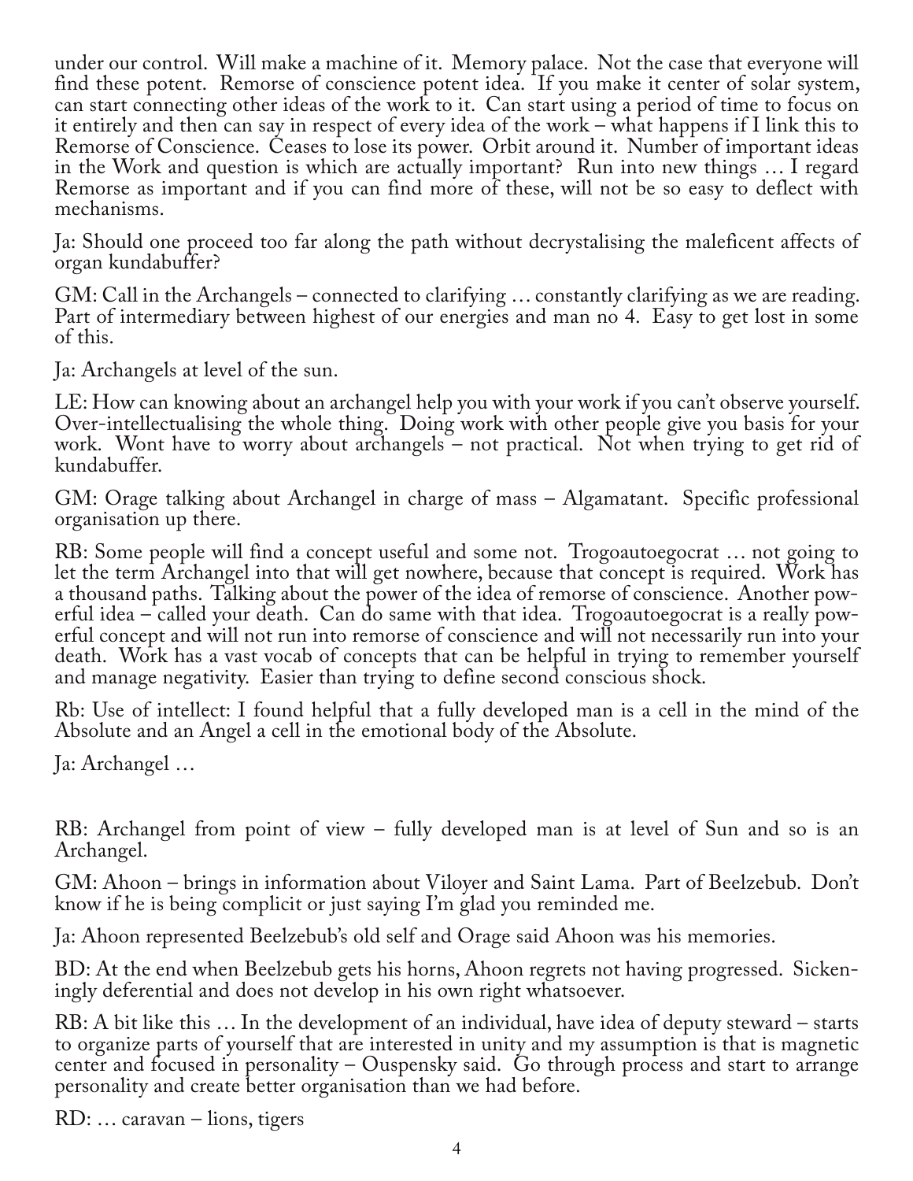under our control. Will make a machine of it. Memory palace. Not the case that everyone will find these potent. Remorse of conscience potent idea. If you make it center of solar system, can start connecting other ideas of the work to it. Can start using a period of time to focus on it entirely and then can say in respect of every idea of the work – what happens if I link this to Remorse of Conscience. Ceases to lose its power. Orbit around it. Number of important ideas in the Work and question is which are actually important? Run into new things … I regard Remorse as important and if you can find more of these, will not be so easy to deflect with mechanisms.

Ja: Should one proceed too far along the path without decrystalising the maleficent affects of organ kundabuffer?

GM: Call in the Archangels – connected to clarifying … constantly clarifying as we are reading. Part of intermediary between highest of our energies and man no 4. Easy to get lost in some of this.

Ja: Archangels at level of the sun.

LE: How can knowing about an archangel help you with your work if you can't observe yourself. Over-intellectualising the whole thing. Doing work with other people give you basis for your work. Wont have to worry about archangels – not practical. Not when trying to get rid of kundabuffer.

GM: Orage talking about Archangel in charge of mass – Algamatant. Specific professional organisation up there.

RB: Some people will find a concept useful and some not. Trogoautoegocrat … not going to let the term Archangel into that will get nowhere, because that concept is required. Work has a thousand paths. Talking about the power of the idea of remorse of conscience. Another powerful idea – called your death. Can do same with that idea. Trogoautoegocrat is a really powerful concept and will not run into remorse of conscience and will not necessarily run into your death. Work has a vast vocab of concepts that can be helpful in trying to remember yourself and manage negativity. Easier than trying to define second conscious shock.

Rb: Use of intellect: I found helpful that a fully developed man is a cell in the mind of the Absolute and an Angel a cell in the emotional body of the Absolute.

Ja: Archangel …

RB: Archangel from point of view – fully developed man is at level of Sun and so is an Archangel.

GM: Ahoon – brings in information about Viloyer and Saint Lama. Part of Beelzebub. Don't know if he is being complicit or just saying I'm glad you reminded me.

Ja: Ahoon represented Beelzebub's old self and Orage said Ahoon was his memories.

BD: At the end when Beelzebub gets his horns, Ahoon regrets not having progressed. Sickeningly deferential and does not develop in his own right whatsoever.

RB: A bit like this … In the development of an individual, have idea of deputy steward – starts to organize parts of yourself that are interested in unity and my assumption is that is magnetic center and focused in personality – Ouspensky said. Go through process and start to arrange personality and create better organisation than we had before.

RD: … caravan – lions, tigers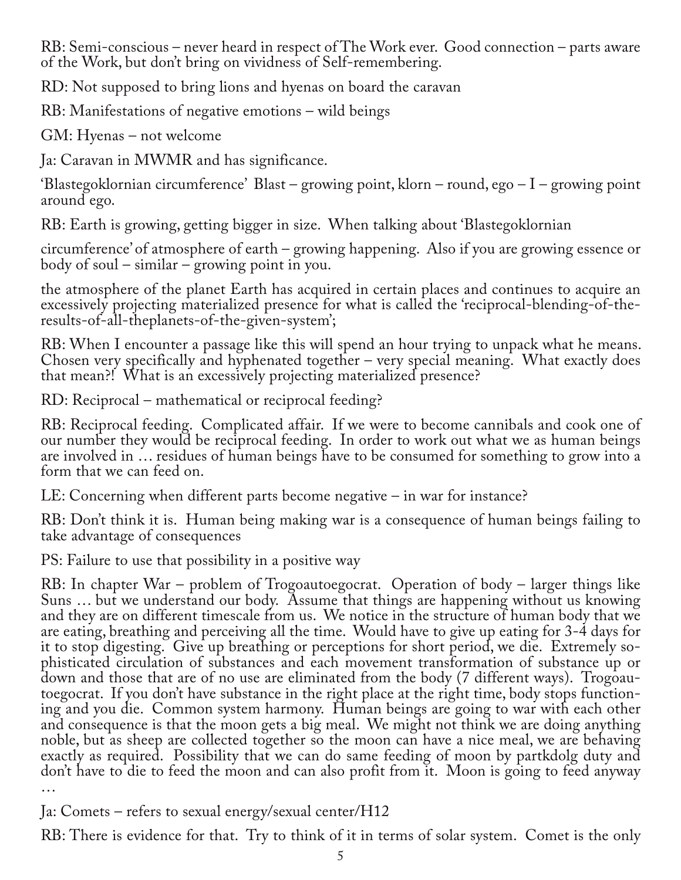RB: Semi-conscious – never heard in respect of The Work ever. Good connection – parts aware of the Work, but don't bring on vividness of Self-remembering.

RD: Not supposed to bring lions and hyenas on board the caravan

RB: Manifestations of negative emotions – wild beings

GM: Hyenas – not welcome

Ja: Caravan in MWMR and has significance.

'Blastegoklornian circumference' Blast – growing point, klorn – round, ego – I – growing point around ego.

RB: Earth is growing, getting bigger in size. When talking about 'Blastegoklornian

circumference' of atmosphere of earth – growing happening. Also if you are growing essence or body of soul – similar – growing point in you.

the atmosphere of the planet Earth has acquired in certain places and continues to acquire an excessively projecting materialized presence for what is called the 'reciprocal-blending-of-the-results-of-all-theplanets-of-the-given-system';

RB: When I encounter a passage like this will spend an hour trying to unpack what he means. Chosen very specifically and hyphenated together – very special meaning. What exactly does that mean?! What is an excessively projecting materialized presence?

RD: Reciprocal – mathematical or reciprocal feeding?

RB: Reciprocal feeding. Complicated affair. If we were to become cannibals and cook one of our number they would be reciprocal feeding. In order to work out what we as human beings are involved in … residues of human beings have to be consumed for something to grow into a form that we can feed on.

LE: Concerning when different parts become negative – in war for instance?

RB: Don't think it is. Human being making war is a consequence of human beings failing to take advantage of consequences

PS: Failure to use that possibility in a positive way

RB: In chapter War – problem of Trogoautoegocrat. Operation of body – larger things like Suns … but we understand our body. Assume that things are happening without us knowing and they are on different timescale from us. We notice in the structure of human body that we are eating, breathing and perceiving all the time. Would have to give up eating for 3-4 days for it to stop digesting. Give up breathing or perceptions for short period, we die. Extremely sophisticated circulation of substances and each movement transformation of substance up or down and those that are of no use are eliminated from the body (7 different ways). Trogoautoegocrat. If you don't have substance in the right place at the right time, body stops functioning and you die. Common system harmony. Human beings are going to war with each other and consequence is that the moon gets a big meal. We might not think we are doing anything noble, but as sheep are collected together so the moon can have a nice meal, we are behaving exactly as required. Possibility that we can do same feeding of moon by partkdolg duty and don't have to die to feed the moon and can also profit from it. Moon is going to feed anyway …

Ja: Comets – refers to sexual energy/sexual center/H12

RB: There is evidence for that. Try to think of it in terms of solar system. Comet is the only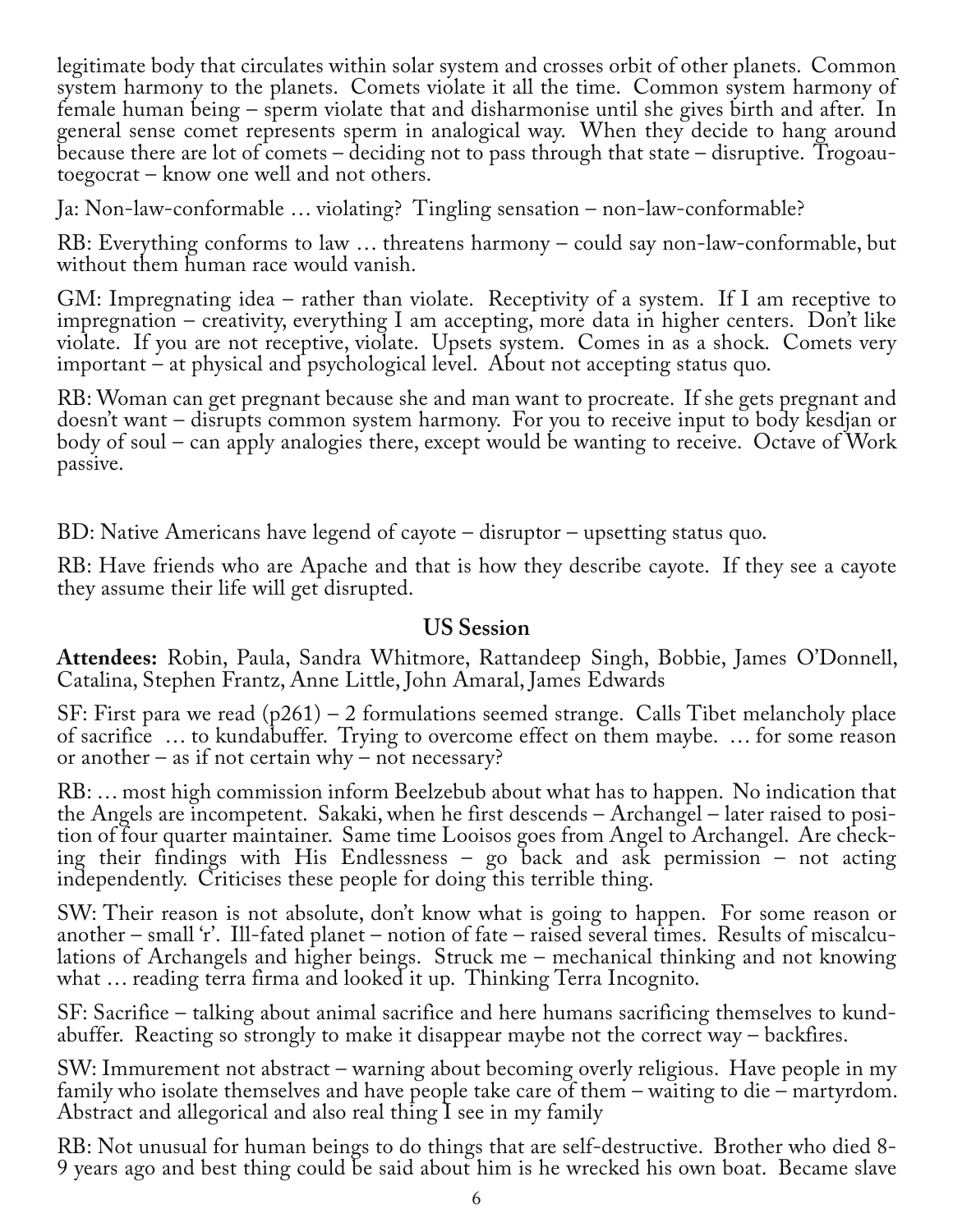legitimate body that circulates within solar system and crosses orbit of other planets. Common system harmony to the planets. Comets violate it all the time. Common system harmony of female human being – sperm violate that and disharmonise until she gives birth and after. In general sense comet represents sperm in analogical way. When they decide to hang around because there are lot of comets – deciding not to pass through that state – disruptive. Trogoautoegocrat – know one well and not others.

Ja: Non-law-conformable … violating? Tingling sensation – non-law-conformable?

RB: Everything conforms to law … threatens harmony – could say non-law-conformable, but without them human race would vanish.

GM: Impregnating idea – rather than violate. Receptivity of a system. If I am receptive to impregnation – creativity, everything I am accepting, more data in higher centers. Don't like violate. If you are not receptive, violate. Upsets system. Comes in as a shock. Comets very important – at physical and psychological level. About not accepting status quo.

RB: Woman can get pregnant because she and man want to procreate. If she gets pregnant and doesn't want – disrupts common system harmony. For you to receive input to body kesdjan or body of soul – can apply analogies there, except would be wanting to receive. Octave of Work passive.

BD: Native Americans have legend of cayote – disruptor – upsetting status quo.

RB: Have friends who are Apache and that is how they describe cayote. If they see a cayote they assume their life will get disrupted.

## US Session

**Attendees:** Robin, Paula, Sandra Whitmore, Rattandeep Singh, Bobbie, James O'Donnell, Catalina, Stephen Frantz, Anne Little, John Amaral, James Edwards

SF: First para we read (p261) – 2 formulations seemed strange. Calls Tibet melancholy place of sacrifice … to kundabuffer. Trying to overcome effect on them maybe. … for some reason or another – as if not certain why – not necessary?

RB: … most high commission inform Beelzebub about what has to happen. No indication that the Angels are incompetent. Sakaki, when he first descends – Archangel – later raised to position of four quarter maintainer. Same time Looisos goes from Angel to Archangel. Are checking their findings with His Endlessness – go back and ask permission – not acting independently. Criticises these people for doing this terrible thing.

SW: Their reason is not absolute, don't know what is going to happen. For some reason or another – small 'r'. Ill-fated planet – notion of fate – raised several times. Results of miscalculations of Archangels and higher beings. Struck me – mechanical thinking and not knowing what … reading terra firma and looked it up. Thinking Terra Incognito.

SF: Sacrifice – talking about animal sacrifice and here humans sacrificing themselves to kundabuffer. Reacting so strongly to make it disappear maybe not the correct way – backfires.

SW: Immurement not abstract – warning about becoming overly religious. Have people in my family who isolate themselves and have people take care of them – waiting to die – martyrdom. Abstract and allegorical and also real thing I see in my family

RB: Not unusual for human beings to do things that are self-destructive. Brother who died 8-9 years ago and best thing could be said about him is he wrecked his own boat. Became slave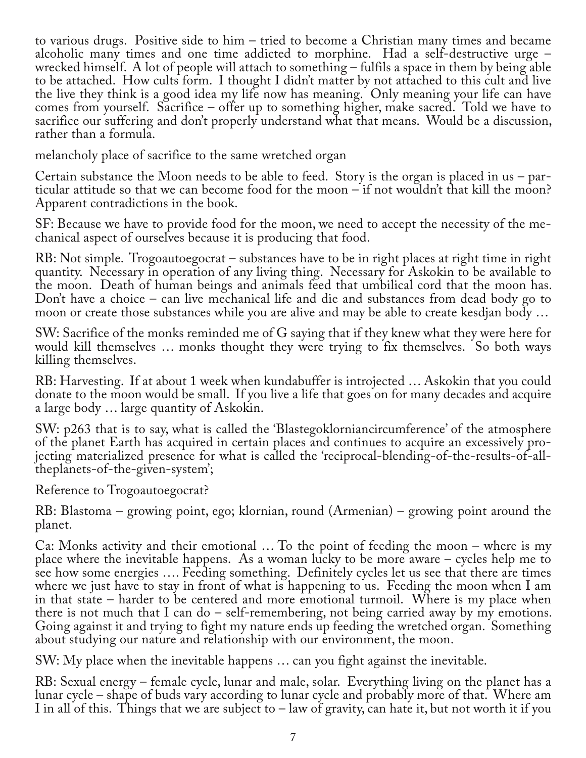to various drugs. Positive side to him – tried to become a Christian many times and became alcoholic many times and one time addicted to morphine. Had a self-destructive urge – wrecked himself. A lot of people will attach to something – fulfils a space in them by being able to be attached. How cults form. I thought I didn't matter by not attached to this cult and live the live they think is a good idea my life now has meaning. Only meaning your life can have comes from yourself. Sacrifice – offer up to something higher, make sacred. Told we have to sacrifice our suffering and don't properly understand what that means. Would be a discussion, rather than a formula.

melancholy place of sacrifice to the same wretched organ

Certain substance the Moon needs to be able to feed. Story is the organ is placed in us – particular attitude so that we can become food for the moon – if not wouldn't that kill the moon? Apparent contradictions in the book.

SF: Because we have to provide food for the moon, we need to accept the necessity of the mechanical aspect of ourselves because it is producing that food.

RB: Not simple. Trogoautoegocrat – substances have to be in right places at right time in right quantity. Necessary in operation of any living thing. Necessary for Askokin to be available to the moon. Death of human beings and animals feed that umbilical cord that the moon has. Don't have a choice – can live mechanical life and die and substances from dead body go to moon or create those substances while you are alive and may be able to create kesdjan body …

SW: Sacrifice of the monks reminded me of G saying that if they knew what they were here for would kill themselves … monks thought they were trying to fix themselves. So both ways killing themselves.

RB: Harvesting. If at about 1 week when kundabuffer is introjected … Askokin that you could donate to the moon would be small. If you live a life that goes on for many decades and acquire a large body … large quantity of Askokin.

SW: p263 that is to say, what is called the 'Blastegoklorniancircumference' of the atmosphere of the planet Earth has acquired in certain places and continues to acquire an excessively projecting materialized presence for what is called the 'reciprocal-blending-of-the-results-of-alltheplanets-of-the-given-system';

Reference to Trogoautoegocrat?

RB: Blastoma – growing point, ego; klornian, round (Armenian) – growing point around the planet.

Ca: Monks activity and their emotional … To the point of feeding the moon – where is my place where the inevitable happens. As a woman lucky to be more aware – cycles help me to see how some energies …. Feeding something. Definitely cycles let us see that there are times where we just have to stay in front of what is happening to us. Feeding the moon when I am in that state – harder to be centered and more emotional turmoil. Where is my place when there is not much that I can do – self-remembering, not being carried away by my emotions. Going against it and trying to fight my nature ends up feeding the wretched organ. Something about studying our nature and relationship with our environment, the moon.

SW: My place when the inevitable happens … can you fight against the inevitable.

RB: Sexual energy – female cycle, lunar and male, solar. Everything living on the planet has a lunar cycle – shape of buds vary according to lunar cycle and probably more of that. Where am I in all of this. Things that we are subject to – law of gravity, can hate it, but not worth it if you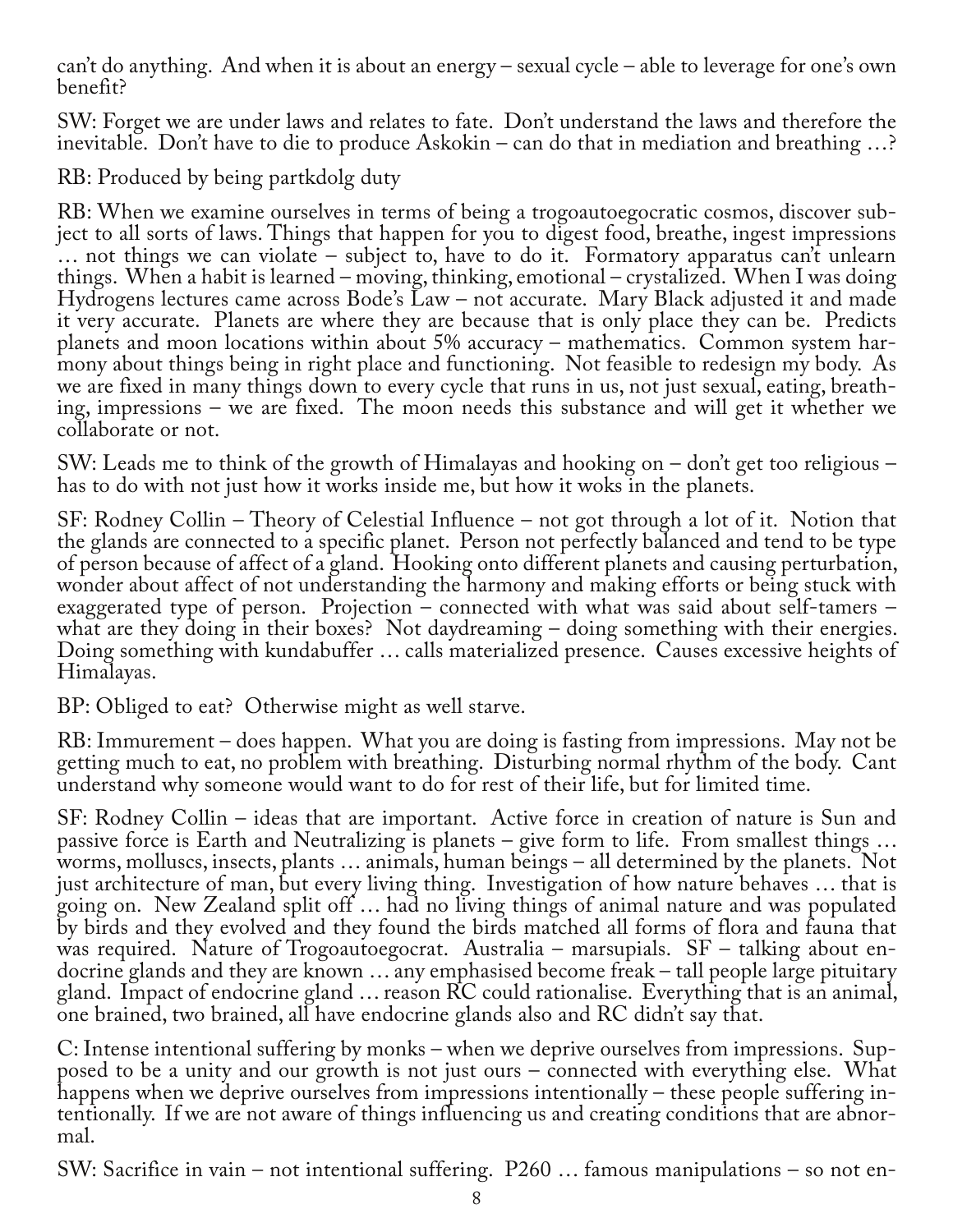can't do anything. And when it is about an energy – sexual cycle – able to leverage for one's own benefit?

SW: Forget we are under laws and relates to fate. Don't understand the laws and therefore the inevitable. Don't have to die to produce Askokin – can do that in mediation and breathing …?

RB: Produced by being partkdolg duty

RB: When we examine ourselves in terms of being a trogoautoegocratic cosmos, discover subject to all sorts of laws. Things that happen for you to digest food, breathe, ingest impressions … not things we can violate – subject to, have to do it. Formatory apparatus can't unlearn things. When a habit is learned – moving, thinking, emotional – crystalized. When I was doing Hydrogens lectures came across Bode's Law – not accurate. Mary Black adjusted it and made it very accurate. Planets are where they are because that is only place they can be. Predicts planets and moon locations within about 5% accuracy – mathematics. Common system harmony about things being in right place and functioning. Not feasible to redesign my body. As we are fixed in many things down to every cycle that runs in us, not just sexual, eating, breathing, impressions – we are fixed. The moon needs this substance and will get it whether we collaborate or not.

SW: Leads me to think of the growth of Himalayas and hooking on – don't get too religious – has to do with not just how it works inside me, but how it woks in the planets.

SF: Rodney Collin – Theory of Celestial Influence – not got through a lot of it. Notion that the glands are connected to a specific planet. Person not perfectly balanced and tend to be type of person because of affect of a gland. Hooking onto different planets and causing perturbation, wonder about affect of not understanding the harmony and making efforts or being stuck with exaggerated type of person. Projection – connected with what was said about self-tamers – what are they doing in their boxes? Not daydreaming – doing something with their energies. Doing something with kundabuffer … calls materialized presence. Causes excessive heights of Himalayas.

BP: Obliged to eat? Otherwise might as well starve.

RB: Immurement – does happen. What you are doing is fasting from impressions. May not be getting much to eat, no problem with breathing. Disturbing normal rhythm of the body. Cant understand why someone would want to do for rest of their life, but for limited time.

SF: Rodney Collin – ideas that are important. Active force in creation of nature is Sun and passive force is Earth and Neutralizing is planets – give form to life. From smallest things … worms, molluscs, insects, plants … animals, human beings – all determined by the planets. Not just architecture of man, but every living thing. Investigation of how nature behaves … that is going on. New Zealand split off … had no living things of animal nature and was populated by birds and they evolved and they found the birds matched all forms of flora and fauna that was required. Nature of Trogoautoegocrat. Australia – marsupials. SF – talking about endocrine glands and they are known … any emphasised become freak – tall people large pituitary gland. Impact of endocrine gland … reason RC could rationalise. Everything that is an animal, one brained, two brained, all have endocrine glands also and RC didn't say that.

C: Intense intentional suffering by monks – when we deprive ourselves from impressions. Supposed to be a unity and our growth is not just ours – connected with everything else. What happens when we deprive ourselves from impressions intentionally – these people suffering intentionally. If we are not aware of things influencing us and creating conditions that are abnormal.

SW: Sacrifice in vain – not intentional suffering. P260 … famous manipulations – so not en-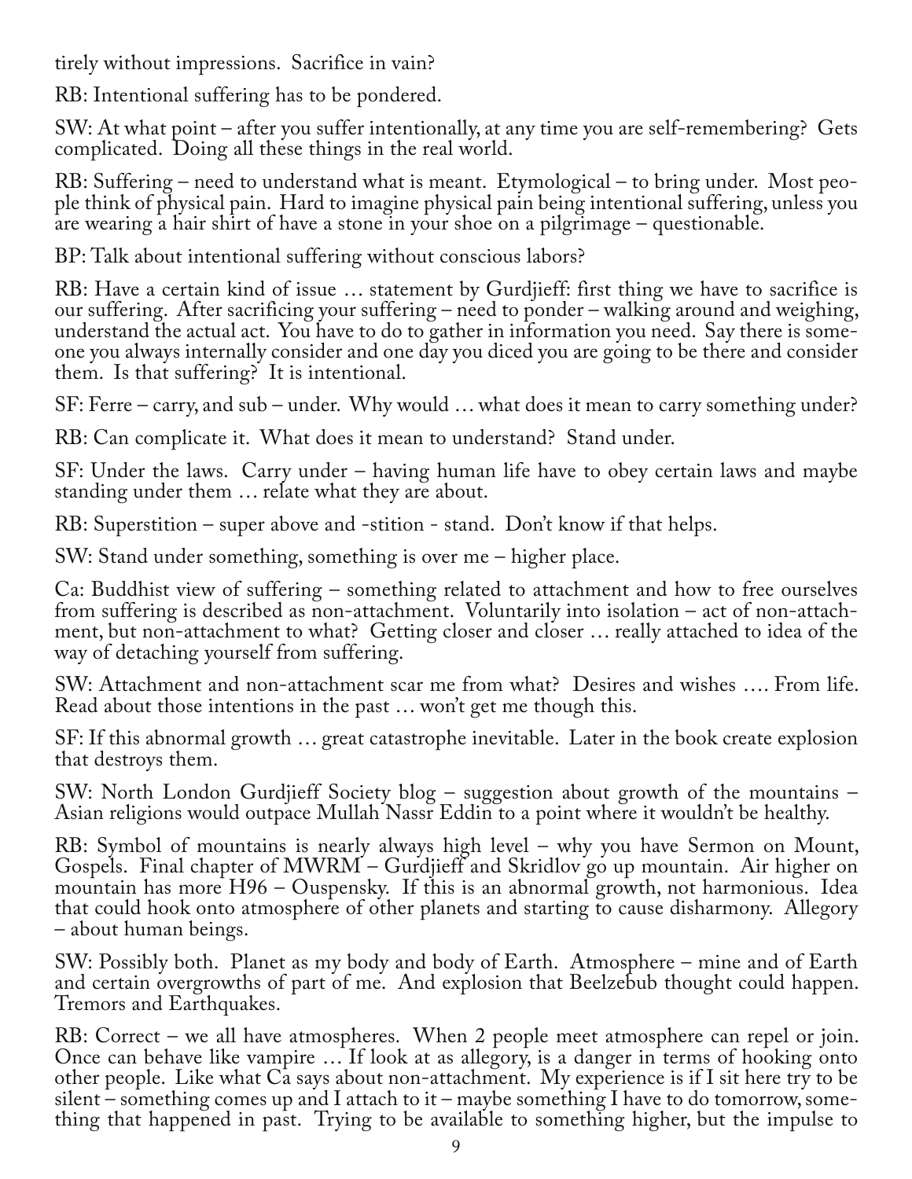tirely without impressions. Sacrifice in vain?

RB: Intentional suffering has to be pondered.

SW: At what point – after you suffer intentionally, at any time you are self-remembering? Gets complicated. Doing all these things in the real world.

RB: Suffering – need to understand what is meant. Etymological – to bring under. Most people think of physical pain. Hard to imagine physical pain being intentional suffering, unless you are wearing a hair shirt of have a stone in your shoe on a pilgrimage – questionable.

BP: Talk about intentional suffering without conscious labors?

RB: Have a certain kind of issue … statement by Gurdjieff: first thing we have to sacrifice is our suffering. After sacrificing your suffering – need to ponder – walking around and weighing, understand the actual act. You have to do to gather in information you need. Say there is someone you always internally consider and one day you diced you are going to be there and consider them. Is that suffering? It is intentional.

SF: Ferre – carry, and sub – under. Why would … what does it mean to carry something under?

RB: Can complicate it. What does it mean to understand? Stand under.

SF: Under the laws. Carry under – having human life have to obey certain laws and maybe standing under them … relate what they are about.

RB: Superstition – super above and -stition - stand. Don't know if that helps.

SW: Stand under something, something is over me – higher place.

Ca: Buddhist view of suffering – something related to attachment and how to free ourselves from suffering is described as non-attachment. Voluntarily into isolation – act of non-attachment, but non-attachment to what? Getting closer and closer … really attached to idea of the way of detaching yourself from suffering.

SW: Attachment and non-attachment scar me from what? Desires and wishes …. From life. Read about those intentions in the past … won't get me though this.

SF: If this abnormal growth … great catastrophe inevitable. Later in the book create explosion that destroys them.

SW: North London Gurdjieff Society blog – suggestion about growth of the mountains – Asian religions would outpace Mullah Nassr Eddin to a point where it wouldn't be healthy.

RB: Symbol of mountains is nearly always high level – why you have Sermon on Mount, Gospels. Final chapter of MWRM – Gurdjieff and Skridlov go up mountain. Air higher on mountain has more H96 – Ouspensky. If this is an abnormal growth, not harmonious. Idea that could hook onto atmosphere of other planets and starting to cause disharmony. Allegory – about human beings.

SW: Possibly both. Planet as my body and body of Earth. Atmosphere – mine and of Earth and certain overgrowths of part of me. And explosion that Beelzebub thought could happen. Tremors and Earthquakes.

RB: Correct – we all have atmospheres. When 2 people meet atmosphere can repel or join. Once can behave like vampire … If look at as allegory, is a danger in terms of hooking onto other people. Like what Ca says about non-attachment. My experience is if I sit here try to be silent – something comes up and I attach to it – maybe something I have to do tomorrow, something that happened in past. Trying to be available to something higher, but the impulse to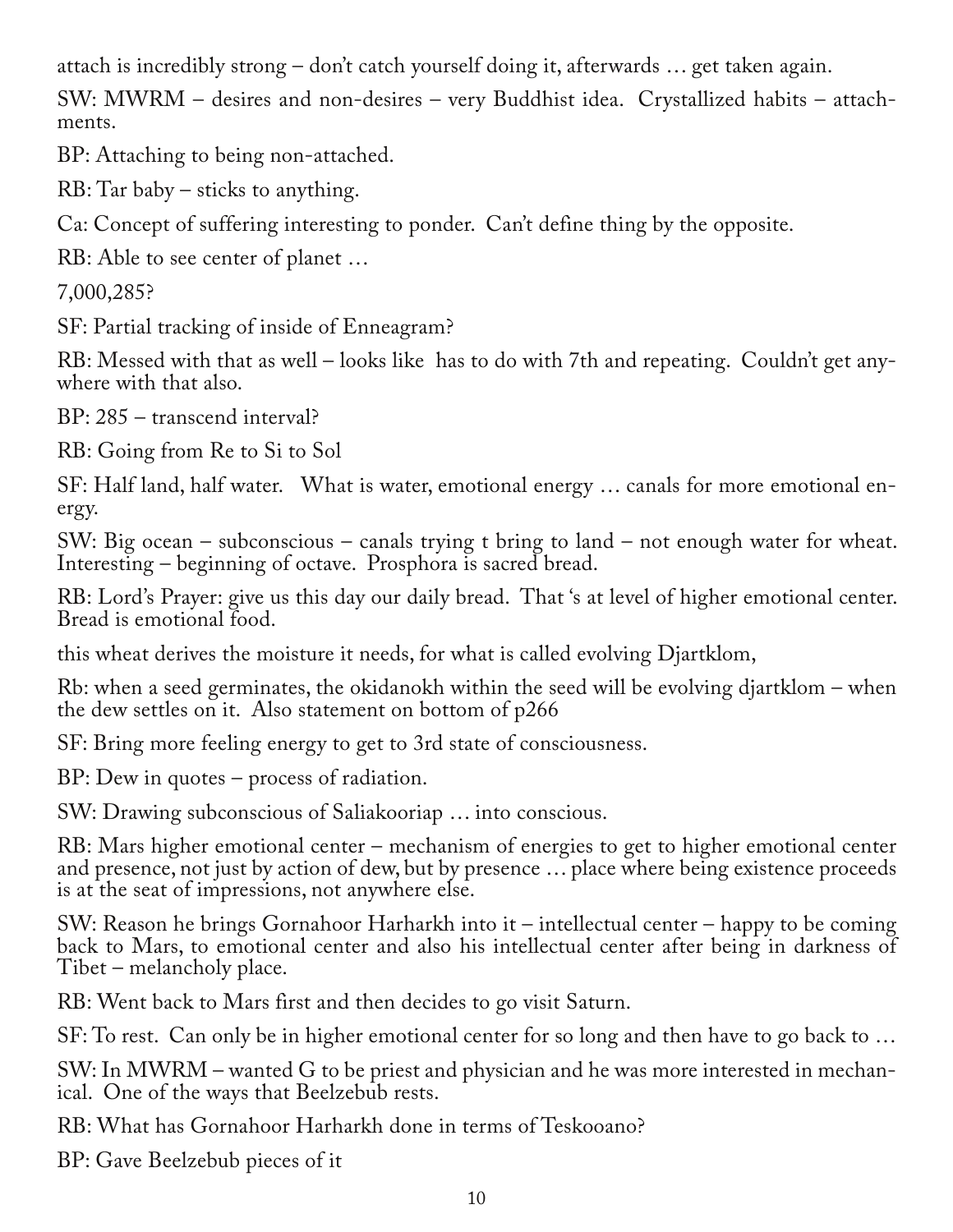attach is incredibly strong – don't catch yourself doing it, afterwards … get taken again.

SW: MWRM – desires and non-desires – very Buddhist idea. Crystallized habits – attachments.

BP: Attaching to being non-attached.

RB: Tar baby – sticks to anything.

Ca: Concept of suffering interesting to ponder. Can't define thing by the opposite.

RB: Able to see center of planet …

7,000,285?

SF: Partial tracking of inside of Enneagram?

RB: Messed with that as well – looks like has to do with 7th and repeating. Couldn't get anywhere with that also.

BP: 285 – transcend interval?

RB: Going from Re to Si to Sol

SF: Half land, half water. What is water, emotional energy … canals for more emotional energy.

SW: Big ocean – subconscious – canals trying t bring to land – not enough water for wheat. Interesting – beginning of octave. Prosphora is sacred bread.

RB: Lord's Prayer: give us this day our daily bread. That 's at level of higher emotional center. Bread is emotional food.

this wheat derives the moisture it needs, for what is called evolving Djartklom,

Rb: when a seed germinates, the okidanokh within the seed will be evolving djartklom – when the dew settles on it. Also statement on bottom of p266

SF: Bring more feeling energy to get to 3rd state of consciousness.

BP: Dew in quotes – process of radiation.

SW: Drawing subconscious of Saliakooriap … into conscious.

RB: Mars higher emotional center – mechanism of energies to get to higher emotional center and presence, not just by action of dew, but by presence … place where being existence proceeds is at the seat of impressions, not anywhere else.

SW: Reason he brings Gornahoor Harharkh into it – intellectual center – happy to be coming back to Mars, to emotional center and also his intellectual center after being in darkness of Tibet – melancholy place.

RB: Went back to Mars first and then decides to go visit Saturn.

SF: To rest. Can only be in higher emotional center for so long and then have to go back to …

SW: In MWRM – wanted G to be priest and physician and he was more interested in mechanical. One of the ways that Beelzebub rests.

RB: What has Gornahoor Harharkh done in terms of Teskooano?

BP: Gave Beelzebub pieces of it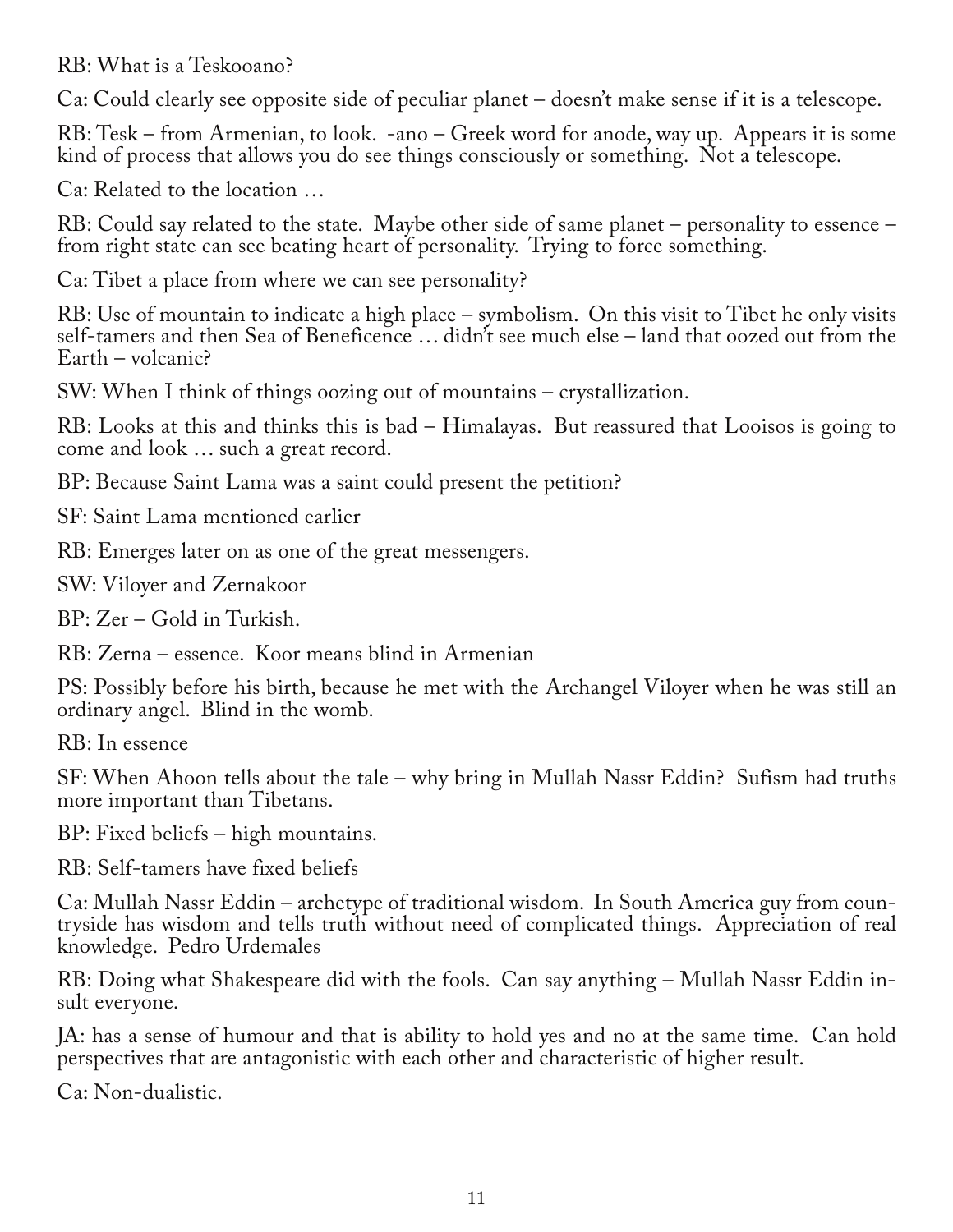RB: What is a Teskooano?

Ca: Could clearly see opposite side of peculiar planet – doesn't make sense if it is a telescope.

RB: Tesk – from Armenian, to look. -ano – Greek word for anode, way up. Appears it is some kind of process that allows you do see things consciously or something. Not a telescope.

Ca: Related to the location …

RB: Could say related to the state. Maybe other side of same planet – personality to essence – from right state can see beating heart of personality. Trying to force something.

Ca: Tibet a place from where we can see personality?

RB: Use of mountain to indicate a high place – symbolism. On this visit to Tibet he only visits self-tamers and then Sea of Beneficence … didn't see much else – land that oozed out from the Earth – volcanic?

SW: When I think of things oozing out of mountains – crystallization.

RB: Looks at this and thinks this is bad – Himalayas. But reassured that Looisos is going to come and look … such a great record.

BP: Because Saint Lama was a saint could present the petition?

SF: Saint Lama mentioned earlier

RB: Emerges later on as one of the great messengers.

SW: Viloyer and Zernakoor

BP: Zer – Gold in Turkish.

RB: Zerna – essence. Koor means blind in Armenian

PS: Possibly before his birth, because he met with the Archangel Viloyer when he was still an ordinary angel. Blind in the womb.

RB: In essence

SF: When Ahoon tells about the tale – why bring in Mullah Nassr Eddin? Sufism had truths more important than Tibetans.

BP: Fixed beliefs – high mountains.

RB: Self-tamers have fixed beliefs

Ca: Mullah Nassr Eddin – archetype of traditional wisdom. In South America guy from countryside has wisdom and tells truth without need of complicated things. Appreciation of real knowledge. Pedro Urdemales

RB: Doing what Shakespeare did with the fools. Can say anything – Mullah Nassr Eddin insult everyone.

JA: has a sense of humour and that is ability to hold yes and no at the same time. Can hold perspectives that are antagonistic with each other and characteristic of higher result.

Ca: Non-dualistic.